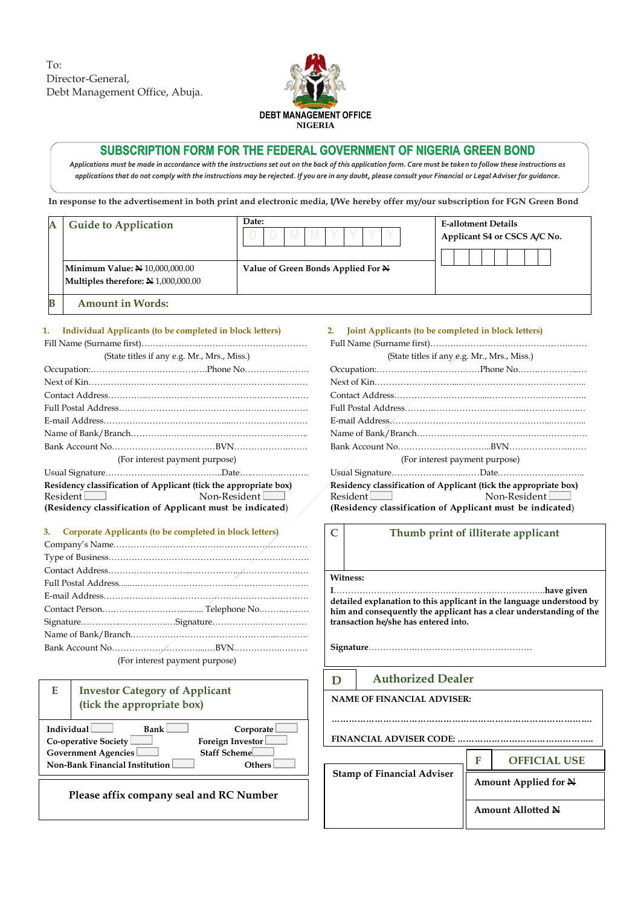To:
Director-General,
Debt Management Office, Abuja.

**DEBT MANAGEMENT OFFICE**
**NIGERIA**

# SUBSCRIPTION FORM FOR THE FEDERAL GOVERNMENT OF NIGERIA GREEN BOND

*Applications must be made in accordance with the instructions set out on the back of this application form. Care must be taken to follow these instructions as applications that do not comply with the instructions may be rejected. If you are in any doubt, please consult your Financial or Legal Adviser for guidance.*

**In response to the advertisement in both print and electronic media, I/We hereby offer my/our subscription for FGN Green Bond**

| A | Guide to Application | Date: D D M M Y Y Y Y | E-allotment Details Applicant S4 or CSCS A/C No. |
|---|---|---|---|
| | **Minimum Value: ₦** 10,000,000.00 **Multiples therefore: ₦** 1,000,000.00 | **Value of Green Bonds Applied For ₦** | |
| B | Amount in Words: | | |

**1. Individual Applicants (to be completed in block letters)**

Fill Name (Surname first)……………………………………………………
(State titles if any e.g. Mr., Mrs., Miss.)
Occupation:……………………………………Phone No.…………………
Next of Kin.……………………………………………………………………
Contact Address.……………………………………………………………
Full Postal Address…………………………………………………………
E-mail Address………………………………………………………………
Name of Bank/Branch………………………………………………………
Bank Account No.………………………………BVN………………………
(For interest payment purpose)
Usual Signature……………………………………Date……………………
**Residency classification of Applicant (tick the appropriate box)**
Resident ☐ Non-Resident ☐
**(Residency classification of Applicant must be indicated)**

**2. Joint Applicants (to be completed in block letters)**

Full Name (Surname first)……………………………………………………
(State titles if any e.g. Mr., Mrs., Miss.)
Occupation:……………………………………Phone No.…………………
Next of Kin……………………………………………………………………
Contact Address.……………………………………………………………
Full Postal Address…………………………………………………………
E-mail Address………………………………………………………………
Name of Bank/Branch………………………………………………………
Bank Account No.………………………………BVN………………………
(For interest payment purpose)
Usual Signature……………………………………Date……………………
**Residency classification of Applicant (tick the appropriate box)**
Resident ☐ Non-Resident ☐
**(Residency classification of Applicant must be indicated)**

**3. Corporate Applicants (to be completed in block letters)**

Company's Name……………………………………………………………
Type of Business……………………………………………………………
Contact Address……………………………………………………………
Full Postal Address…………………………………………………………
E-mail Address………………………………………………………………
Contact Person……………………………… Telephone No.………………
Signature……………………………Signature………………………………
Name of Bank/Branch………………………………………………………
Bank Account No.………………………………BVN………………………
(For interest payment purpose)

**C Thumb print of illiterate applicant**

**Witness:**
**I**……………………………………………………………………**have given detailed explanation to this applicant in the language understood by him and consequently the applicant has a clear understanding of the transaction he/she has entered into.**

**Signature**…………………………………………………

**E Investor Category of Applicant (tick the appropriate box)**

| | | |
|---|---|---|
| Individual ☐ | Bank ☐ | Corporate ☐ |
| Co-operative Society ☐ | | Foreign Investor ☐ |
| Government Agencies ☐ | | Staff Scheme ☐ |
| Non-Bank Financial Institution ☐ | | Others ☐ |

**Please affix company seal and RC Number**

**D Authorized Dealer**

**NAME OF FINANCIAL ADVISER:**
……………………………………………………………………………………
**FINANCIAL ADVISER CODE:** ……………………………………………

**Stamp of Financial Adviser**

**F OFFICIAL USE**

**Amount Applied for ₦**

**Amount Allotted ₦**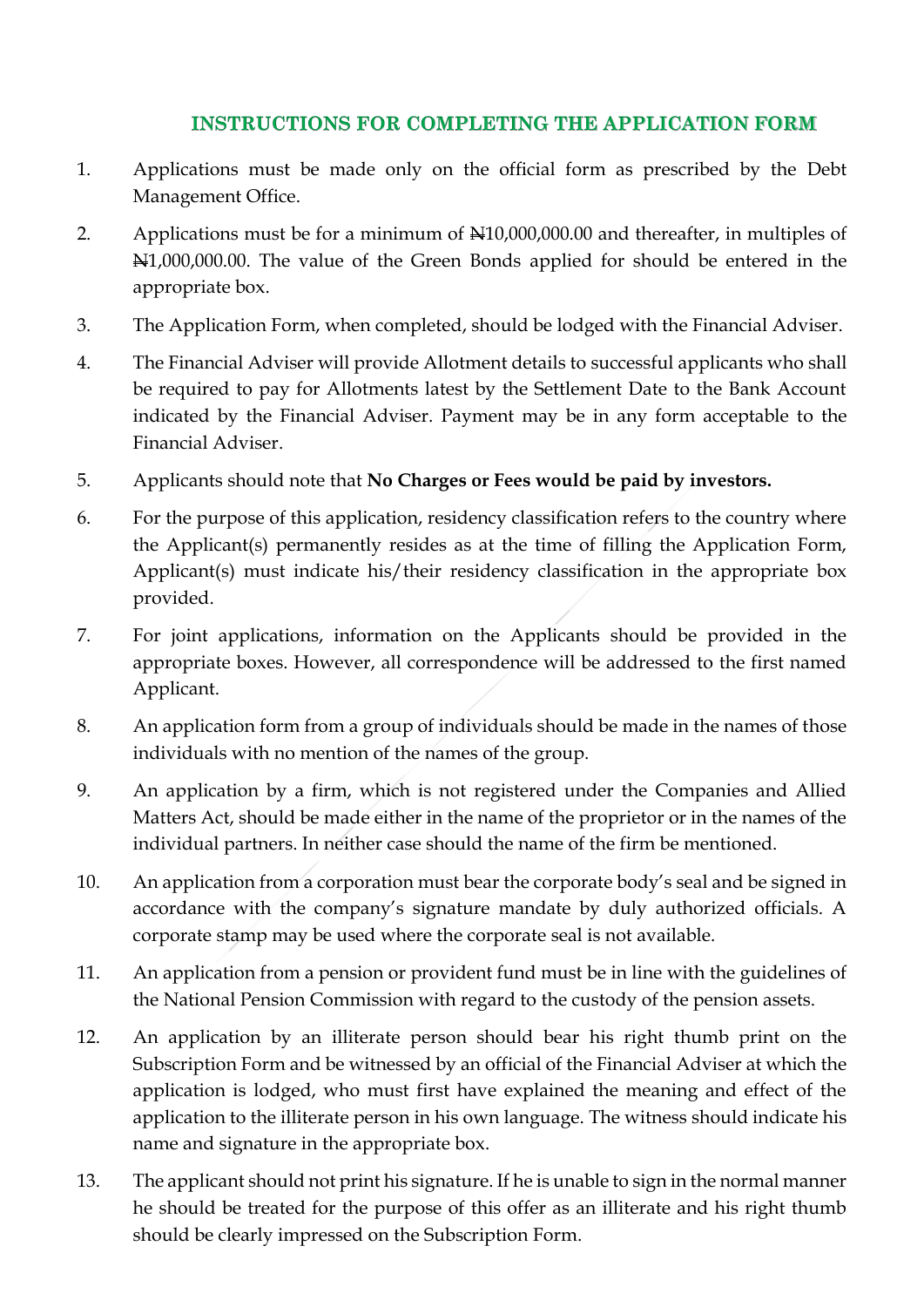## INSTRUCTIONS FOR COMPLETING THE APPLICATION FORM

1. Applications must be made only on the official form as prescribed by the Debt Management Office.
2. Applications must be for a minimum of ₦10,000,000.00 and thereafter, in multiples of ₦1,000,000.00. The value of the Green Bonds applied for should be entered in the appropriate box.
3. The Application Form, when completed, should be lodged with the Financial Adviser.
4. The Financial Adviser will provide Allotment details to successful applicants who shall be required to pay for Allotments latest by the Settlement Date to the Bank Account indicated by the Financial Adviser. Payment may be in any form acceptable to the Financial Adviser.
5. Applicants should note that **No Charges or Fees would be paid by investors.**
6. For the purpose of this application, residency classification refers to the country where the Applicant(s) permanently resides as at the time of filling the Application Form, Applicant(s) must indicate his/their residency classification in the appropriate box provided.
7. For joint applications, information on the Applicants should be provided in the appropriate boxes. However, all correspondence will be addressed to the first named Applicant.
8. An application form from a group of individuals should be made in the names of those individuals with no mention of the names of the group.
9. An application by a firm, which is not registered under the Companies and Allied Matters Act, should be made either in the name of the proprietor or in the names of the individual partners. In neither case should the name of the firm be mentioned.
10. An application from a corporation must bear the corporate body's seal and be signed in accordance with the company's signature mandate by duly authorized officials. A corporate stamp may be used where the corporate seal is not available.
11. An application from a pension or provident fund must be in line with the guidelines of the National Pension Commission with regard to the custody of the pension assets.
12. An application by an illiterate person should bear his right thumb print on the Subscription Form and be witnessed by an official of the Financial Adviser at which the application is lodged, who must first have explained the meaning and effect of the application to the illiterate person in his own language. The witness should indicate his name and signature in the appropriate box.
13. The applicant should not print his signature. If he is unable to sign in the normal manner he should be treated for the purpose of this offer as an illiterate and his right thumb should be clearly impressed on the Subscription Form.